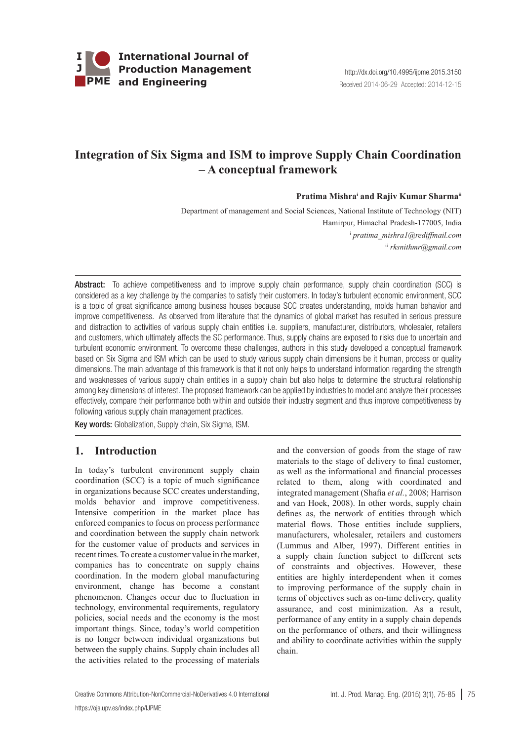# Integration of Six Sigma and ISM to improve Supply Chain Coordination – A conceptual framework

**Pratima Mishra**[i] **and Rajiv Kumar Sharma**[ii]

Department of management and Social Sciences, National Institute of Technology (NIT)
Hamirpur, Himachal Pradesh-177005, India
[i] *pratima_mishra1@rediffmail.com*
[ii] *rksnithmr@gmail.com*

http://dx.doi.org/10.4995/ijpme.2015.3150
Received 2014-06-29 Accepted: 2014-12-15

**Abstract:** To achieve competitiveness and to improve supply chain performance, supply chain coordination (SCC) is considered as a key challenge by the companies to satisfy their customers. In today's turbulent economic environment, SCC is a topic of great significance among business houses because SCC creates understanding, molds human behavior and improve competitiveness. As observed from literature that the dynamics of global market has resulted in serious pressure and distraction to activities of various supply chain entities i.e. suppliers, manufacturer, distributors, wholesaler, retailers and customers, which ultimately affects the SC performance. Thus, supply chains are exposed to risks due to uncertain and turbulent economic environment. To overcome these challenges, authors in this study developed a conceptual framework based on Six Sigma and ISM which can be used to study various supply chain dimensions be it human, process or quality dimensions. The main advantage of this framework is that it not only helps to understand information regarding the strength and weaknesses of various supply chain entities in a supply chain but also helps to determine the structural relationship among key dimensions of interest. The proposed framework can be applied by industries to model and analyze their processes effectively, compare their performance both within and outside their industry segment and thus improve competitiveness by following various supply chain management practices.

**Key words:** Globalization, Supply chain, Six Sigma, ISM.

## 1. Introduction

In today's turbulent environment supply chain coordination (SCC) is a topic of much significance in organizations because SCC creates understanding, molds behavior and improve competitiveness. Intensive competition in the market place has enforced companies to focus on process performance and coordination between the supply chain network for the customer value of products and services in recent times. To create a customer value in the market, companies has to concentrate on supply chains coordination. In the modern global manufacturing environment, change has become a constant phenomenon. Changes occur due to fluctuation in technology, environmental requirements, regulatory policies, social needs and the economy is the most important things. Since, today's world competition is no longer between individual organizations but between the supply chains. Supply chain includes all the activities related to the processing of materials and the conversion of goods from the stage of raw materials to the stage of delivery to final customer, as well as the informational and financial processes related to them, along with coordinated and integrated management (Shafia *et al.*, 2008; Harrison and van Hoek, 2008). In other words, supply chain defines as, the network of entities through which material flows. Those entities include suppliers, manufacturers, wholesaler, retailers and customers (Lummus and Alber, 1997). Different entities in a supply chain function subject to different sets of constraints and objectives. However, these entities are highly interdependent when it comes to improving performance of the supply chain in terms of objectives such as on-time delivery, quality assurance, and cost minimization. As a result, performance of any entity in a supply chain depends on the performance of others, and their willingness and ability to coordinate activities within the supply chain.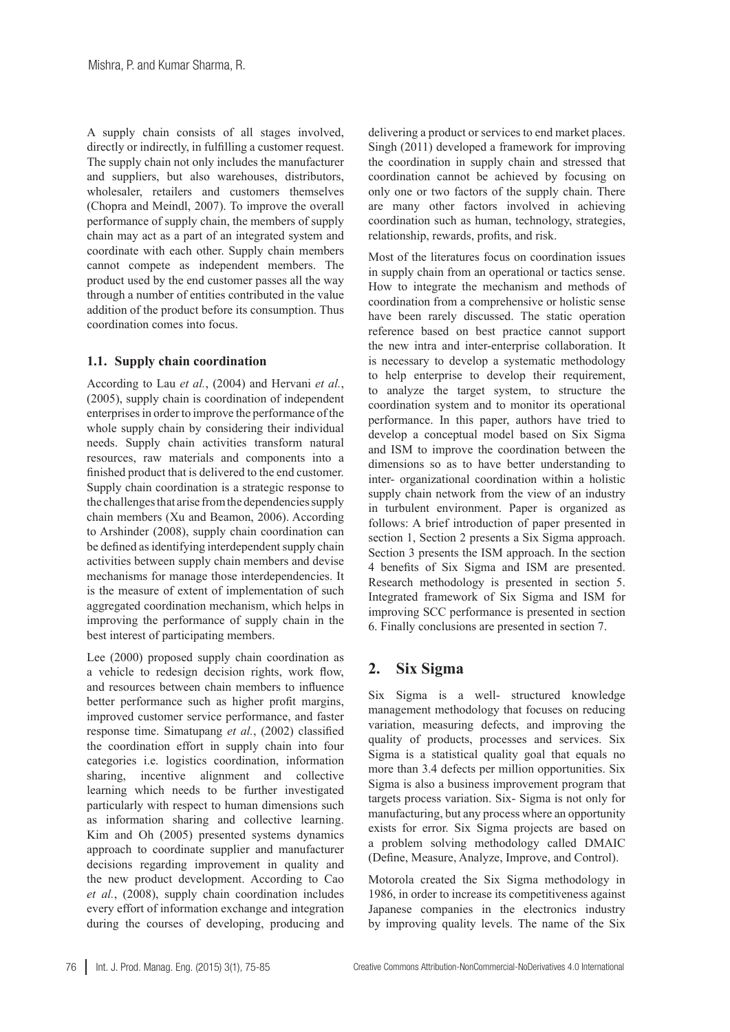A supply chain consists of all stages involved, directly or indirectly, in fulfilling a customer request. The supply chain not only includes the manufacturer and suppliers, but also warehouses, distributors, wholesaler, retailers and customers themselves (Chopra and Meindl, 2007). To improve the overall performance of supply chain, the members of supply chain may act as a part of an integrated system and coordinate with each other. Supply chain members cannot compete as independent members. The product used by the end customer passes all the way through a number of entities contributed in the value addition of the product before its consumption. Thus coordination comes into focus.

### 1.1. Supply chain coordination

According to Lau *et al.*, (2004) and Hervani *et al.*, (2005), supply chain is coordination of independent enterprises in order to improve the performance of the whole supply chain by considering their individual needs. Supply chain activities transform natural resources, raw materials and components into a finished product that is delivered to the end customer. Supply chain coordination is a strategic response to the challenges that arise from the dependencies supply chain members (Xu and Beamon, 2006). According to Arshinder (2008), supply chain coordination can be defined as identifying interdependent supply chain activities between supply chain members and devise mechanisms for manage those interdependencies. It is the measure of extent of implementation of such aggregated coordination mechanism, which helps in improving the performance of supply chain in the best interest of participating members.

Lee (2000) proposed supply chain coordination as a vehicle to redesign decision rights, work flow, and resources between chain members to influence better performance such as higher profit margins, improved customer service performance, and faster response time. Simatupang *et al.*, (2002) classified the coordination effort in supply chain into four categories i.e. logistics coordination, information sharing, incentive alignment and collective learning which needs to be further investigated particularly with respect to human dimensions such as information sharing and collective learning. Kim and Oh (2005) presented systems dynamics approach to coordinate supplier and manufacturer decisions regarding improvement in quality and the new product development. According to Cao *et al.*, (2008), supply chain coordination includes every effort of information exchange and integration during the courses of developing, producing and delivering a product or services to end market places. Singh (2011) developed a framework for improving the coordination in supply chain and stressed that coordination cannot be achieved by focusing on only one or two factors of the supply chain. There are many other factors involved in achieving coordination such as human, technology, strategies, relationship, rewards, profits, and risk.

Most of the literatures focus on coordination issues in supply chain from an operational or tactics sense. How to integrate the mechanism and methods of coordination from a comprehensive or holistic sense have been rarely discussed. The static operation reference based on best practice cannot support the new intra and inter-enterprise collaboration. It is necessary to develop a systematic methodology to help enterprise to develop their requirement, to analyze the target system, to structure the coordination system and to monitor its operational performance. In this paper, authors have tried to develop a conceptual model based on Six Sigma and ISM to improve the coordination between the dimensions so as to have better understanding to inter- organizational coordination within a holistic supply chain network from the view of an industry in turbulent environment. Paper is organized as follows: A brief introduction of paper presented in section 1, Section 2 presents a Six Sigma approach. Section 3 presents the ISM approach. In the section 4 benefits of Six Sigma and ISM are presented. Research methodology is presented in section 5. Integrated framework of Six Sigma and ISM for improving SCC performance is presented in section 6. Finally conclusions are presented in section 7.

## 2. Six Sigma

Six Sigma is a well- structured knowledge management methodology that focuses on reducing variation, measuring defects, and improving the quality of products, processes and services. Six Sigma is a statistical quality goal that equals no more than 3.4 defects per million opportunities. Six Sigma is also a business improvement program that targets process variation. Six- Sigma is not only for manufacturing, but any process where an opportunity exists for error. Six Sigma projects are based on a problem solving methodology called DMAIC (Define, Measure, Analyze, Improve, and Control).

Motorola created the Six Sigma methodology in 1986, in order to increase its competitiveness against Japanese companies in the electronics industry by improving quality levels. The name of the Six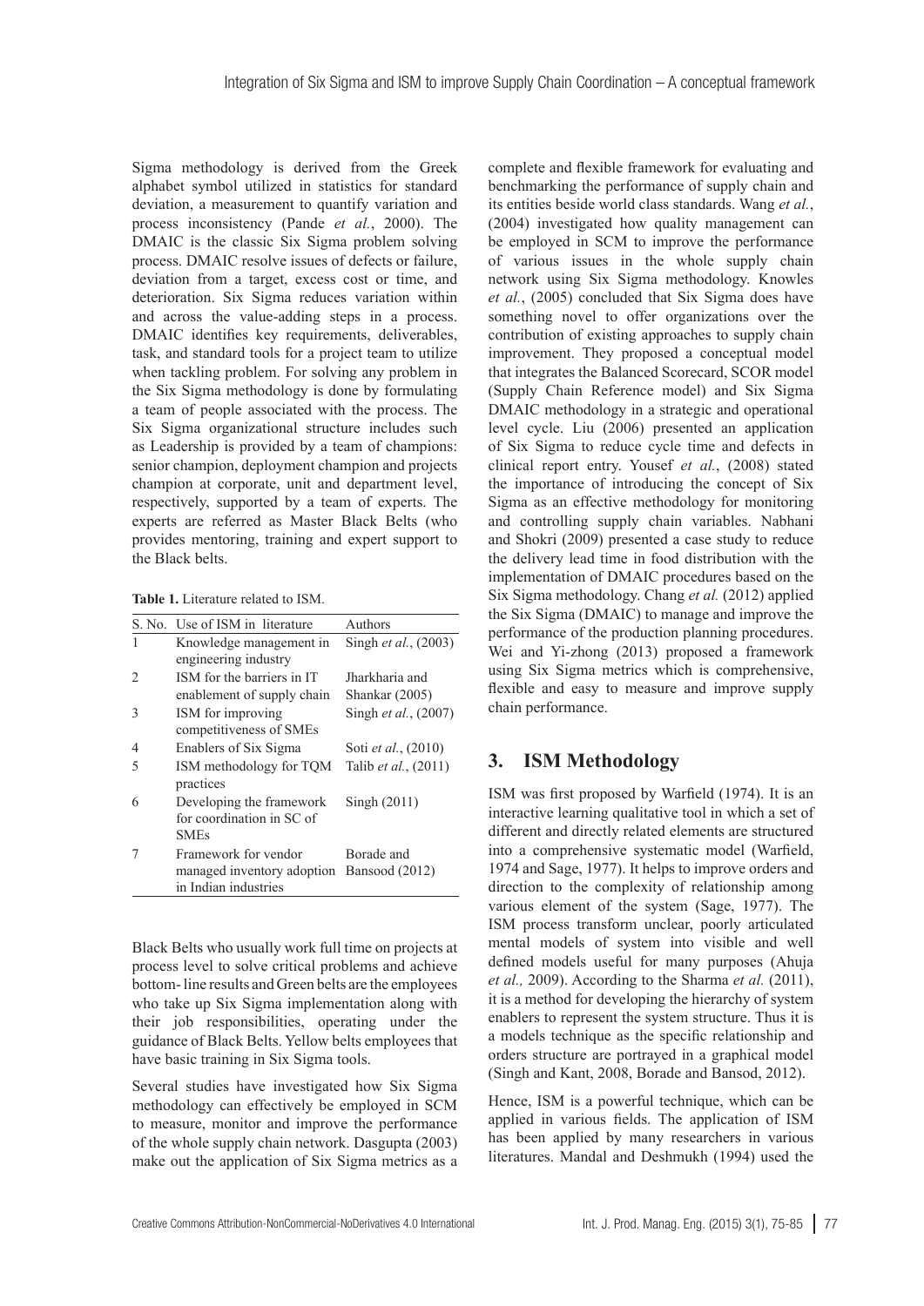Sigma methodology is derived from the Greek alphabet symbol utilized in statistics for standard deviation, a measurement to quantify variation and process inconsistency (Pande *et al.*, 2000). The DMAIC is the classic Six Sigma problem solving process. DMAIC resolve issues of defects or failure, deviation from a target, excess cost or time, and deterioration. Six Sigma reduces variation within and across the value-adding steps in a process. DMAIC identifies key requirements, deliverables, task, and standard tools for a project team to utilize when tackling problem. For solving any problem in the Six Sigma methodology is done by formulating a team of people associated with the process. The Six Sigma organizational structure includes such as Leadership is provided by a team of champions: senior champion, deployment champion and projects champion at corporate, unit and department level, respectively, supported by a team of experts. The experts are referred as Master Black Belts (who provides mentoring, training and expert support to the Black belts.

**Table 1.** Literature related to ISM.

| S. No. | Use of ISM in literature | Authors |
|---|---|---|
| 1 | Knowledge management in engineering industry | Singh *et al.*, (2003) |
| 2 | ISM for the barriers in IT enablement of supply chain | Jharkharia and Shankar (2005) |
| 3 | ISM for improving competitiveness of SMEs | Singh *et al.*, (2007) |
| 4 | Enablers of Six Sigma | Soti *et al.*, (2010) |
| 5 | ISM methodology for TQM practices | Talib *et al.*, (2011) |
| 6 | Developing the framework for coordination in SC of SMEs | Singh (2011) |
| 7 | Framework for vendor managed inventory adoption in Indian industries | Borade and Bansood (2012) |

Black Belts who usually work full time on projects at process level to solve critical problems and achieve bottom- line results and Green belts are the employees who take up Six Sigma implementation along with their job responsibilities, operating under the guidance of Black Belts. Yellow belts employees that have basic training in Six Sigma tools.

Several studies have investigated how Six Sigma methodology can effectively be employed in SCM to measure, monitor and improve the performance of the whole supply chain network. Dasgupta (2003) make out the application of Six Sigma metrics as a complete and flexible framework for evaluating and benchmarking the performance of supply chain and its entities beside world class standards. Wang *et al.*, (2004) investigated how quality management can be employed in SCM to improve the performance of various issues in the whole supply chain network using Six Sigma methodology. Knowles *et al.*, (2005) concluded that Six Sigma does have something novel to offer organizations over the contribution of existing approaches to supply chain improvement. They proposed a conceptual model that integrates the Balanced Scorecard, SCOR model (Supply Chain Reference model) and Six Sigma DMAIC methodology in a strategic and operational level cycle. Liu (2006) presented an application of Six Sigma to reduce cycle time and defects in clinical report entry. Yousef *et al.*, (2008) stated the importance of introducing the concept of Six Sigma as an effective methodology for monitoring and controlling supply chain variables. Nabhani and Shokri (2009) presented a case study to reduce the delivery lead time in food distribution with the implementation of DMAIC procedures based on the Six Sigma methodology. Chang *et al.* (2012) applied the Six Sigma (DMAIC) to manage and improve the performance of the production planning procedures. Wei and Yi-zhong (2013) proposed a framework using Six Sigma metrics which is comprehensive, flexible and easy to measure and improve supply chain performance.

## 3. ISM Methodology

ISM was first proposed by Warfield (1974). It is an interactive learning qualitative tool in which a set of different and directly related elements are structured into a comprehensive systematic model (Warfield, 1974 and Sage, 1977). It helps to improve orders and direction to the complexity of relationship among various element of the system (Sage, 1977). The ISM process transform unclear, poorly articulated mental models of system into visible and well defined models useful for many purposes (Ahuja *et al.,* 2009). According to the Sharma *et al.* (2011), it is a method for developing the hierarchy of system enablers to represent the system structure. Thus it is a models technique as the specific relationship and orders structure are portrayed in a graphical model (Singh and Kant, 2008, Borade and Bansod, 2012).

Hence, ISM is a powerful technique, which can be applied in various fields. The application of ISM has been applied by many researchers in various literatures. Mandal and Deshmukh (1994) used the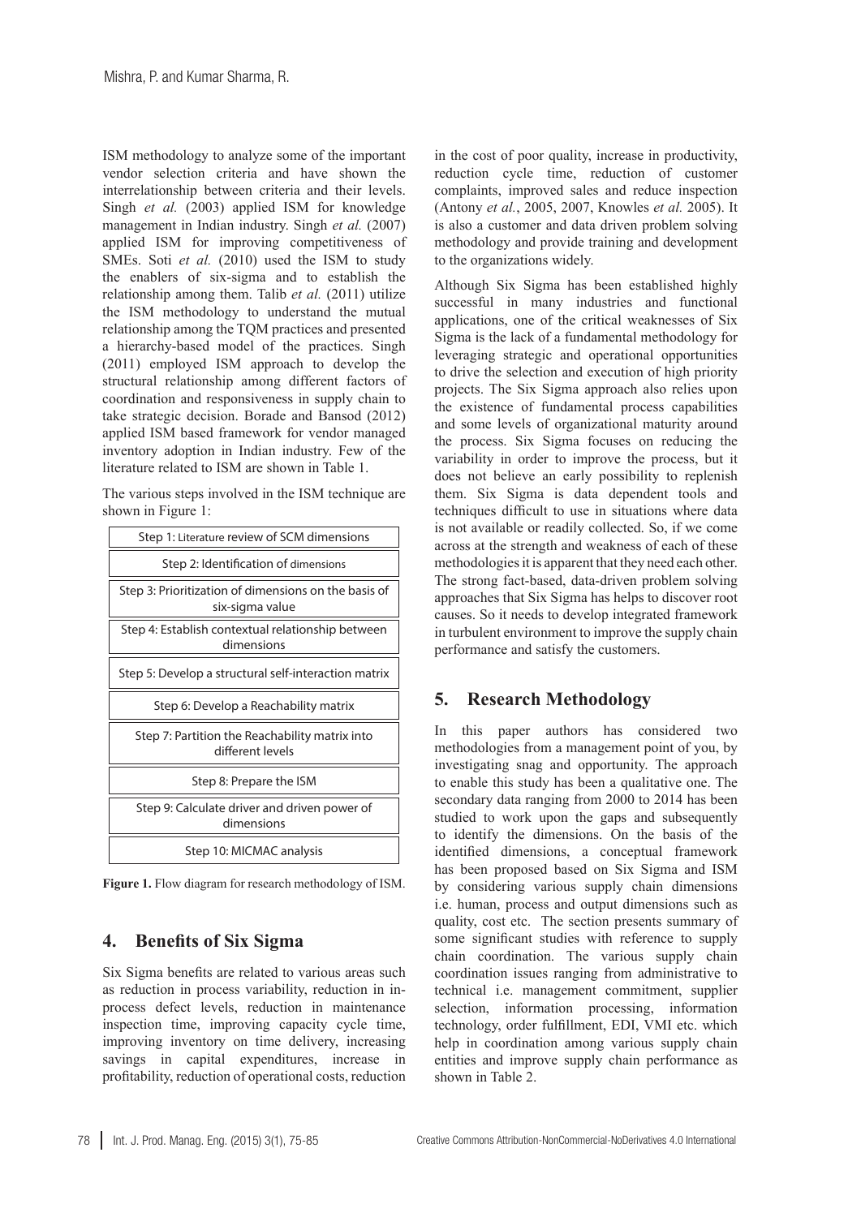ISM methodology to analyze some of the important vendor selection criteria and have shown the interrelationship between criteria and their levels. Singh *et al.* (2003) applied ISM for knowledge management in Indian industry. Singh *et al.* (2007) applied ISM for improving competitiveness of SMEs. Soti *et al.* (2010) used the ISM to study the enablers of six-sigma and to establish the relationship among them. Talib *et al.* (2011) utilize the ISM methodology to understand the mutual relationship among the TQM practices and presented a hierarchy-based model of the practices. Singh (2011) employed ISM approach to develop the structural relationship among different factors of coordination and responsiveness in supply chain to take strategic decision. Borade and Bansod (2012) applied ISM based framework for vendor managed inventory adoption in Indian industry. Few of the literature related to ISM are shown in Table 1.

The various steps involved in the ISM technique are shown in Figure 1:

| Step 1: Literature review of SCM dimensions |
|---|
| Step 2: Identification of dimensions |
| Step 3: Prioritization of dimensions on the basis of six-sigma value |
| Step 4: Establish contextual relationship between dimensions |
| Step 5: Develop a structural self-interaction matrix |
| Step 6: Develop a Reachability matrix |
| Step 7: Partition the Reachability matrix into different levels |
| Step 8: Prepare the ISM |
| Step 9: Calculate driver and driven power of dimensions |
| Step 10: MICMAC analysis |

**Figure 1.** Flow diagram for research methodology of ISM.

## 4. Benefits of Six Sigma

Six Sigma benefits are related to various areas such as reduction in process variability, reduction in in-process defect levels, reduction in maintenance inspection time, improving capacity cycle time, improving inventory on time delivery, increasing savings in capital expenditures, increase in profitability, reduction of operational costs, reduction in the cost of poor quality, increase in productivity, reduction cycle time, reduction of customer complaints, improved sales and reduce inspection (Antony *et al.*, 2005, 2007, Knowles *et al.* 2005). It is also a customer and data driven problem solving methodology and provide training and development to the organizations widely.

Although Six Sigma has been established highly successful in many industries and functional applications, one of the critical weaknesses of Six Sigma is the lack of a fundamental methodology for leveraging strategic and operational opportunities to drive the selection and execution of high priority projects. The Six Sigma approach also relies upon the existence of fundamental process capabilities and some levels of organizational maturity around the process. Six Sigma focuses on reducing the variability in order to improve the process, but it does not believe an early possibility to replenish them. Six Sigma is data dependent tools and techniques difficult to use in situations where data is not available or readily collected. So, if we come across at the strength and weakness of each of these methodologies it is apparent that they need each other. The strong fact-based, data-driven problem solving approaches that Six Sigma has helps to discover root causes. So it needs to develop integrated framework in turbulent environment to improve the supply chain performance and satisfy the customers.

## 5. Research Methodology

In this paper authors has considered two methodologies from a management point of you, by investigating snag and opportunity. The approach to enable this study has been a qualitative one. The secondary data ranging from 2000 to 2014 has been studied to work upon the gaps and subsequently to identify the dimensions. On the basis of the identified dimensions, a conceptual framework has been proposed based on Six Sigma and ISM by considering various supply chain dimensions i.e. human, process and output dimensions such as quality, cost etc. The section presents summary of some significant studies with reference to supply chain coordination. The various supply chain coordination issues ranging from administrative to technical i.e. management commitment, supplier selection, information processing, information technology, order fulfillment, EDI, VMI etc. which help in coordination among various supply chain entities and improve supply chain performance as shown in Table 2.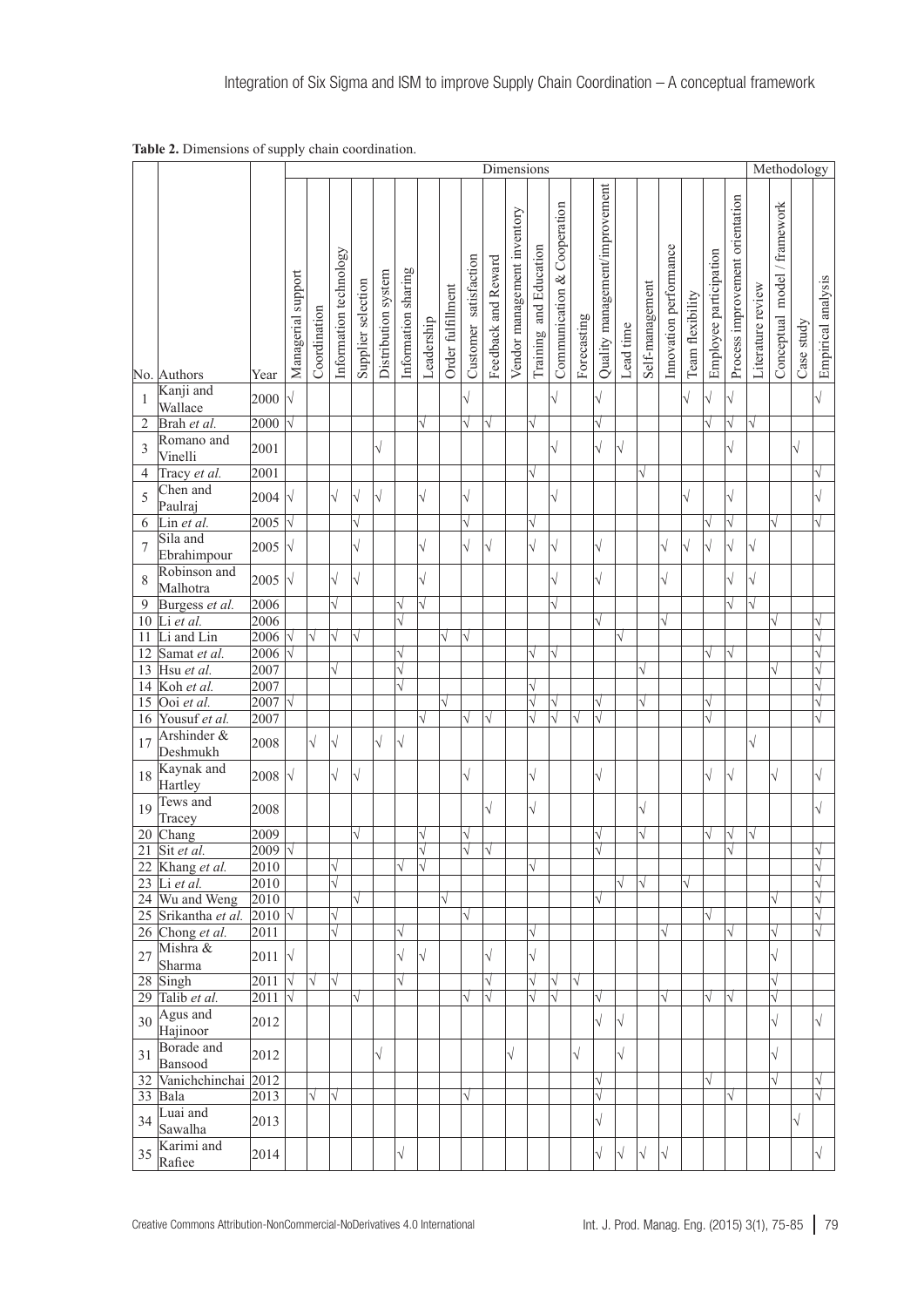**Table 2.** Dimensions of supply chain coordination.

| | | | Dimensions | | | | | | | | | | | | | | | | | | | | | Methodology | | | |
|---|---|---|---|---|---|---|---|---|---|---|---|---|---|---|---|---|---|---|---|---|---|---|---|---|---|---|---|
| No. | Authors | Year | Managerial support | Coordination | Information technology | Supplier selection | Distribution system | Information sharing | Leadership | Order fulfillment | Customer satisfaction | Feedback and Reward | Vendor management inventory | Training and Education | Communication & Cooperation | Forecasting | Quality management/improvement | Lead time | Self-management | Innovation performance | Team flexibility | Employee participation | Process improvement orientation | Literature review | Conceptual model / framework | Case study | Empirical analysis |
| 1 | Kanji and Wallace | 2000 | √ | | | | | | | | √ | | | | √ | | √ | | | | √ | √ | √ | | | | √ |
| 2 | Brah *et al.* | 2000 | √ | | | | | | √ | | √ | √ | | √ | | | √ | | | | | √ | √ | √ | | | |
| 3 | Romano and Vinelli | 2001 | | | | | √ | | | | | | | | √ | | √ | √ | | | | | √ | | | √ | |
| 4 | Tracy *et al.* | 2001 | | | | | | | | | | | | √ | | | | | √ | | | | | | | | √ |
| 5 | Chen and Paulraj | 2004 | √ | | √ | √ | √ | | √ | | √ | | | | √ | | | | | | √ | | √ | | | | √ |
| 6 | Lin *et al.* | 2005 | √ | | | √ | | | | | √ | | | √ | | | | | | | | √ | √ | | √ | | √ |
| 7 | Sila and Ebrahimpour | 2005 | √ | | | √ | | | √ | | √ | √ | | √ | √ | | √ | | | √ | √ | √ | √ | √ | | | |
| 8 | Robinson and Malhotra | 2005 | √ | | √ | √ | | | √ | | | | | | √ | | √ | | | √ | | | √ | √ | | | |
| 9 | Burgess *et al.* | 2006 | | | √ | | | √ | √ | | | | | | √ | | | | | | | | √ | √ | | | |
| 10 | Li *et al.* | 2006 | | | | | | √ | | | | | | | | | √ | | | √ | | | | | √ | | √ |
| 11 | Li and Lin | 2006 | √ | √ | √ | √ | | | | √ | √ | | | | | | | √ | | | | | | | | | √ |
| 12 | Samat *et al.* | 2006 | √ | | | | | √ | | | | | | √ | √ | | | | | | | √ | √ | | | | √ |
| 13 | Hsu *et al.* | 2007 | | | √ | | | √ | | | | | | | | | | | √ | | | | | | √ | | √ |
| 14 | Koh *et al.* | 2007 | | | | | | √ | | | | | | √ | | | | | | | | | | | | | √ |
| 15 | Ooi *et al.* | 2007 | √ | | | | | | | √ | | | | √ | √ | | √ | | √ | | | √ | | | | | √ |
| 16 | Yousuf *et al.* | 2007 | | | | | | | √ | | √ | √ | | √ | √ | √ | √ | | | | | √ | | | | | √ |
| 17 | Arshinder & Deshmukh | 2008 | | √ | √ | | √ | √ | | | | | | | | | | | | | | | | √ | | | |
| 18 | Kaynak and Hartley | 2008 | √ | | √ | √ | | | | | √ | | | √ | | | √ | | | | | √ | √ | | √ | | √ |
| 19 | Tews and Tracey | 2008 | | | | | | | | | | √ | | √ | | | | | √ | | | | | | | | √ |
| 20 | Chang | 2009 | | | | √ | | | √ | | √ | | | | | | √ | | √ | | | √ | √ | √ | | | |
| 21 | Sit *et al.* | 2009 | √ | | | | | | √ | | √ | √ | | | | | √ | | | | | | √ | | | | √ |
| 22 | Khang *et al.* | 2010 | | | √ | | | √ | √ | | | | | √ | | | | | | | | | | | | | √ |
| 23 | Li *et al.* | 2010 | | | √ | | | | | | | | | | | | | √ | √ | | √ | | | | | | √ |
| 24 | Wu and Weng | 2010 | | | | √ | | | | √ | | | | | | | √ | | | | | | | | √ | | √ |
| 25 | Srikantha *et al.* | 2010 | √ | | √ | | | | | | √ | | | | | | | | | | | √ | | | | | √ |
| 26 | Chong *et al.* | 2011 | | | √ | | | √ | | | | | | √ | | | | | | √ | | | √ | | √ | | √ |
| 27 | Mishra & Sharma | 2011 | √ | | | | | √ | √ | | | √ | | √ | | | | | | | | | | | √ | | |
| 28 | Singh | 2011 | √ | √ | √ | | | √ | | | | √ | | √ | √ | √ | | | | | | | | | √ | | |
| 29 | Talib *et al.* | 2011 | √ | | | √ | | | | | √ | √ | | √ | √ | | √ | | | √ | | √ | √ | | √ | | |
| 30 | Agus and Hajinoor | 2012 | | | | | | | | | | | | | | | √ | √ | | | | | | | √ | | √ |
| 31 | Borade and Bansood | 2012 | | | | | √ | | | | | | √ | | | √ | | √ | | | | | | | √ | | |
| 32 | Vanichchinchai | 2012 | | | | | | | | | | | | | | | √ | | | | | √ | | | √ | | √ |
| 33 | Bala | 2013 | | √ | √ | | | | | | √ | | | | | | √ | | | | | | √ | | | | √ |
| 34 | Luai and Sawalha | 2013 | | | | | | | | | | | | | | | √ | | | | | | | | | √ | |
| 35 | Karimi and Rafiee | 2014 | | | | | | √ | | | | | | | | | √ | √ | √ | √ | | | | | | | √ |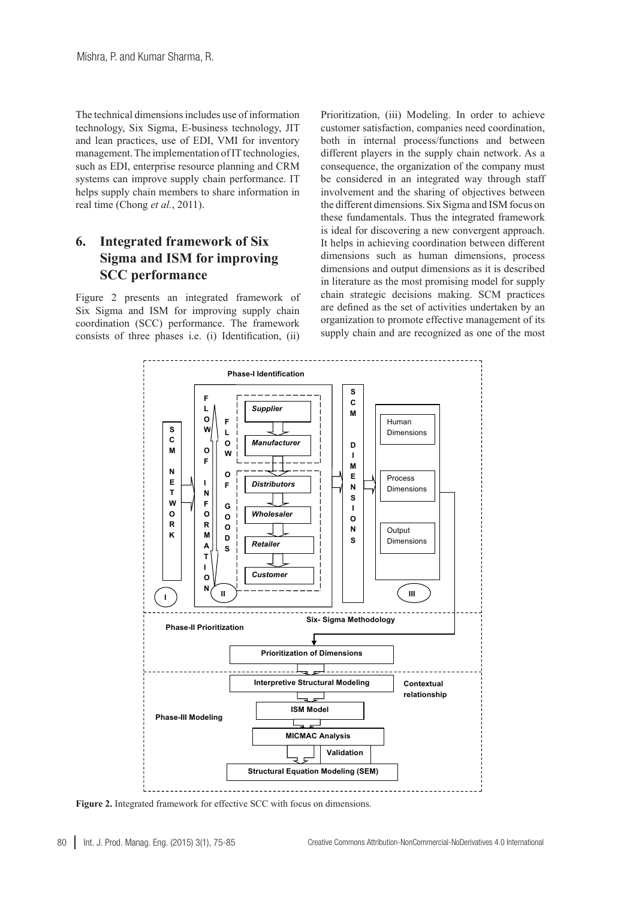The technical dimensions includes use of information technology, Six Sigma, E-business technology, JIT and lean practices, use of EDI, VMI for inventory management. The implementation of IT technologies, such as EDI, enterprise resource planning and CRM systems can improve supply chain performance. IT helps supply chain members to share information in real time (Chong *et al.*, 2011).

## 6. Integrated framework of Six Sigma and ISM for improving SCC performance

Figure 2 presents an integrated framework of Six Sigma and ISM for improving supply chain coordination (SCC) performance. The framework consists of three phases i.e. (i) Identification, (ii) Prioritization, (iii) Modeling. In order to achieve customer satisfaction, companies need coordination, both in internal process/functions and between different players in the supply chain network. As a consequence, the organization of the company must be considered in an integrated way through staff involvement and the sharing of objectives between the different dimensions. Six Sigma and ISM focus on these fundamentals. Thus the integrated framework is ideal for discovering a new convergent approach. It helps in achieving coordination between different dimensions such as human dimensions, process dimensions and output dimensions as it is described in literature as the most promising model for supply chain strategic decisions making. SCM practices are defined as the set of activities undertaken by an organization to promote effective management of its supply chain and are recognized as one of the most

**Figure 2.** Integrated framework for effective SCC with focus on dimensions.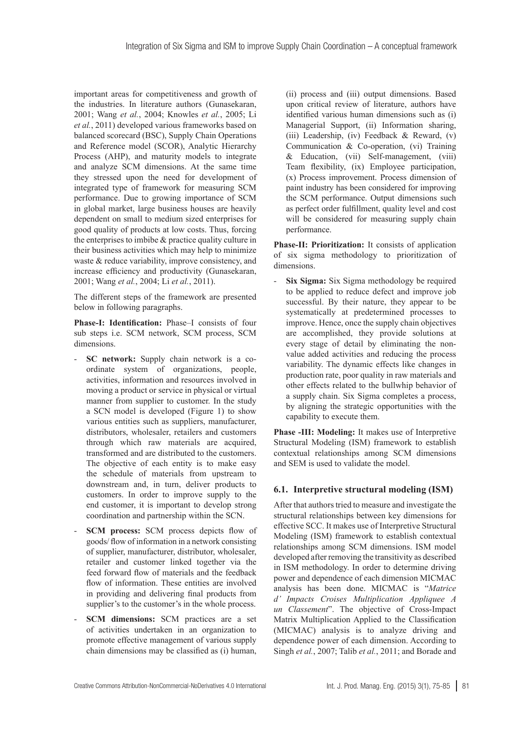important areas for competitiveness and growth of the industries. In literature authors (Gunasekaran, 2001; Wang *et al.*, 2004; Knowles *et al.*, 2005; Li *et al.*, 2011) developed various frameworks based on balanced scorecard (BSC), Supply Chain Operations and Reference model (SCOR), Analytic Hierarchy Process (AHP), and maturity models to integrate and analyze SCM dimensions. At the same time they stressed upon the need for development of integrated type of framework for measuring SCM performance. Due to growing importance of SCM in global market, large business houses are heavily dependent on small to medium sized enterprises for good quality of products at low costs. Thus, forcing the enterprises to imbibe & practice quality culture in their business activities which may help to minimize waste & reduce variability, improve consistency, and increase efficiency and productivity (Gunasekaran, 2001; Wang *et al.*, 2004; Li *et al.*, 2011).

The different steps of the framework are presented below in following paragraphs.

**Phase-I: Identification:** Phase–I consists of four sub steps i.e. SCM network, SCM process, SCM dimensions.

- **SC network:** Supply chain network is a co-ordinate system of organizations, people, activities, information and resources involved in moving a product or service in physical or virtual manner from supplier to customer. In the study a SCN model is developed (Figure 1) to show various entities such as suppliers, manufacturer, distributors, wholesaler, retailers and customers through which raw materials are acquired, transformed and are distributed to the customers. The objective of each entity is to make easy the schedule of materials from upstream to downstream and, in turn, deliver products to customers. In order to improve supply to the end customer, it is important to develop strong coordination and partnership within the SCN.
- **SCM process:** SCM process depicts flow of goods/ flow of information in a network consisting of supplier, manufacturer, distributor, wholesaler, retailer and customer linked together via the feed forward flow of materials and the feedback flow of information. These entities are involved in providing and delivering final products from supplier's to the customer's in the whole process.
- **SCM dimensions:** SCM practices are a set of activities undertaken in an organization to promote effective management of various supply chain dimensions may be classified as (i) human, (ii) process and (iii) output dimensions. Based upon critical review of literature, authors have identified various human dimensions such as (i) Managerial Support, (ii) Information sharing, (iii) Leadership, (iv) Feedback & Reward, (v) Communication & Co-operation, (vi) Training & Education, (vii) Self-management, (viii) Team flexibility, (ix) Employee participation, (x) Process improvement. Process dimension of paint industry has been considered for improving the SCM performance. Output dimensions such as perfect order fulfillment, quality level and cost will be considered for measuring supply chain performance.

**Phase-II: Prioritization:** It consists of application of six sigma methodology to prioritization of dimensions.

- **Six Sigma:** Six Sigma methodology be required to be applied to reduce defect and improve job successful. By their nature, they appear to be systematically at predetermined processes to improve. Hence, once the supply chain objectives are accomplished, they provide solutions at every stage of detail by eliminating the non-value added activities and reducing the process variability. The dynamic effects like changes in production rate, poor quality in raw materials and other effects related to the bullwhip behavior of a supply chain. Six Sigma completes a process, by aligning the strategic opportunities with the capability to execute them.

**Phase -III: Modeling:** It makes use of Interpretive Structural Modeling (ISM) framework to establish contextual relationships among SCM dimensions and SEM is used to validate the model.

### 6.1. Interpretive structural modeling (ISM)

After that authors tried to measure and investigate the structural relationships between key dimensions for effective SCC. It makes use of Interpretive Structural Modeling (ISM) framework to establish contextual relationships among SCM dimensions. ISM model developed after removing the transitivity as described in ISM methodology. In order to determine driving power and dependence of each dimension MICMAC analysis has been done. MICMAC is "*Matrice d' Impacts Croises Multiplication Appliquee A un Classement*". The objective of Cross-Impact Matrix Multiplication Applied to the Classification (MICMAC) analysis is to analyze driving and dependence power of each dimension. According to Singh *et al.*, 2007; Talib *et al.*, 2011; and Borade and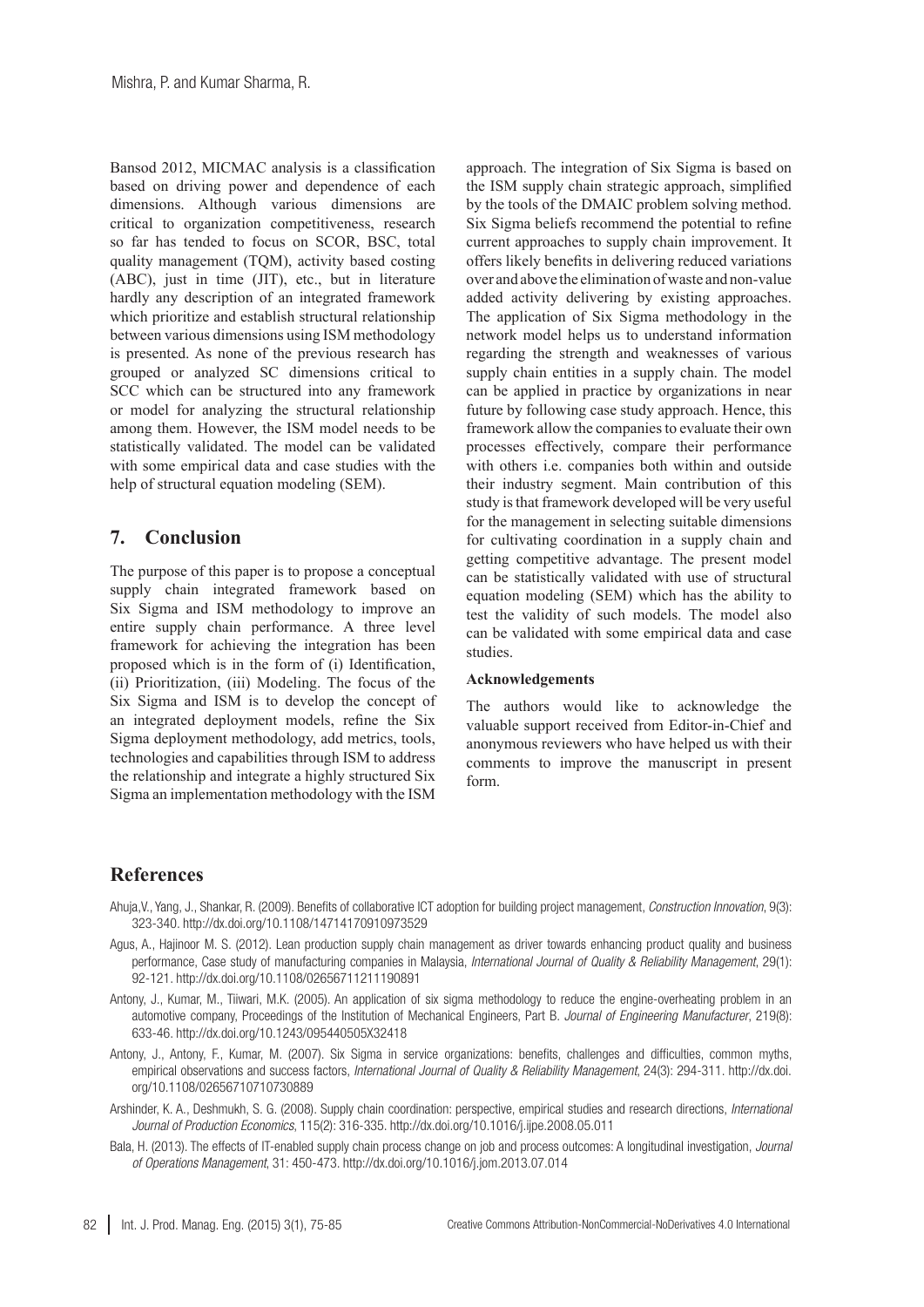Bansod 2012, MICMAC analysis is a classification based on driving power and dependence of each dimensions. Although various dimensions are critical to organization competitiveness, research so far has tended to focus on SCOR, BSC, total quality management (TQM), activity based costing (ABC), just in time (JIT), etc., but in literature hardly any description of an integrated framework which prioritize and establish structural relationship between various dimensions using ISM methodology is presented. As none of the previous research has grouped or analyzed SC dimensions critical to SCC which can be structured into any framework or model for analyzing the structural relationship among them. However, the ISM model needs to be statistically validated. The model can be validated with some empirical data and case studies with the help of structural equation modeling (SEM).

## 7. Conclusion

The purpose of this paper is to propose a conceptual supply chain integrated framework based on Six Sigma and ISM methodology to improve an entire supply chain performance. A three level framework for achieving the integration has been proposed which is in the form of (i) Identification, (ii) Prioritization, (iii) Modeling. The focus of the Six Sigma and ISM is to develop the concept of an integrated deployment models, refine the Six Sigma deployment methodology, add metrics, tools, technologies and capabilities through ISM to address the relationship and integrate a highly structured Six Sigma an implementation methodology with the ISM approach. The integration of Six Sigma is based on the ISM supply chain strategic approach, simplified by the tools of the DMAIC problem solving method. Six Sigma beliefs recommend the potential to refine current approaches to supply chain improvement. It offers likely benefits in delivering reduced variations over and above the elimination of waste and non-value added activity delivering by existing approaches. The application of Six Sigma methodology in the network model helps us to understand information regarding the strength and weaknesses of various supply chain entities in a supply chain. The model can be applied in practice by organizations in near future by following case study approach. Hence, this framework allow the companies to evaluate their own processes effectively, compare their performance with others i.e. companies both within and outside their industry segment. Main contribution of this study is that framework developed will be very useful for the management in selecting suitable dimensions for cultivating coordination in a supply chain and getting competitive advantage. The present model can be statistically validated with use of structural equation modeling (SEM) which has the ability to test the validity of such models. The model also can be validated with some empirical data and case studies.

### Acknowledgements

The authors would like to acknowledge the valuable support received from Editor-in-Chief and anonymous reviewers who have helped us with their comments to improve the manuscript in present form.

## References

Ahuja,V., Yang, J., Shankar, R. (2009). Benefits of collaborative ICT adoption for building project management, *Construction Innovation*, 9(3): 323-340. http://dx.doi.org/10.1108/14714170910973529

Agus, A., Hajinoor M. S. (2012). Lean production supply chain management as driver towards enhancing product quality and business performance, Case study of manufacturing companies in Malaysia, *International Journal of Quality & Reliability Management*, 29(1): 92-121. http://dx.doi.org/10.1108/02656711211190891

Antony, J., Kumar, M., Tiiwari, M.K. (2005). An application of six sigma methodology to reduce the engine-overheating problem in an automotive company, Proceedings of the Institution of Mechanical Engineers, Part B. *Journal of Engineering Manufacturer*, 219(8): 633-46. http://dx.doi.org/10.1243/095440505X32418

Antony, J., Antony, F., Kumar, M. (2007). Six Sigma in service organizations: benefits, challenges and difficulties, common myths, empirical observations and success factors, *International Journal of Quality & Reliability Management*, 24(3): 294-311. http://dx.doi.org/10.1108/02656710710730889

Arshinder, K. A., Deshmukh, S. G. (2008). Supply chain coordination: perspective, empirical studies and research directions, *International Journal of Production Economics*, 115(2): 316-335. http://dx.doi.org/10.1016/j.ijpe.2008.05.011

Bala, H. (2013). The effects of IT-enabled supply chain process change on job and process outcomes: A longitudinal investigation, *Journal of Operations Management*, 31: 450-473. http://dx.doi.org/10.1016/j.jom.2013.07.014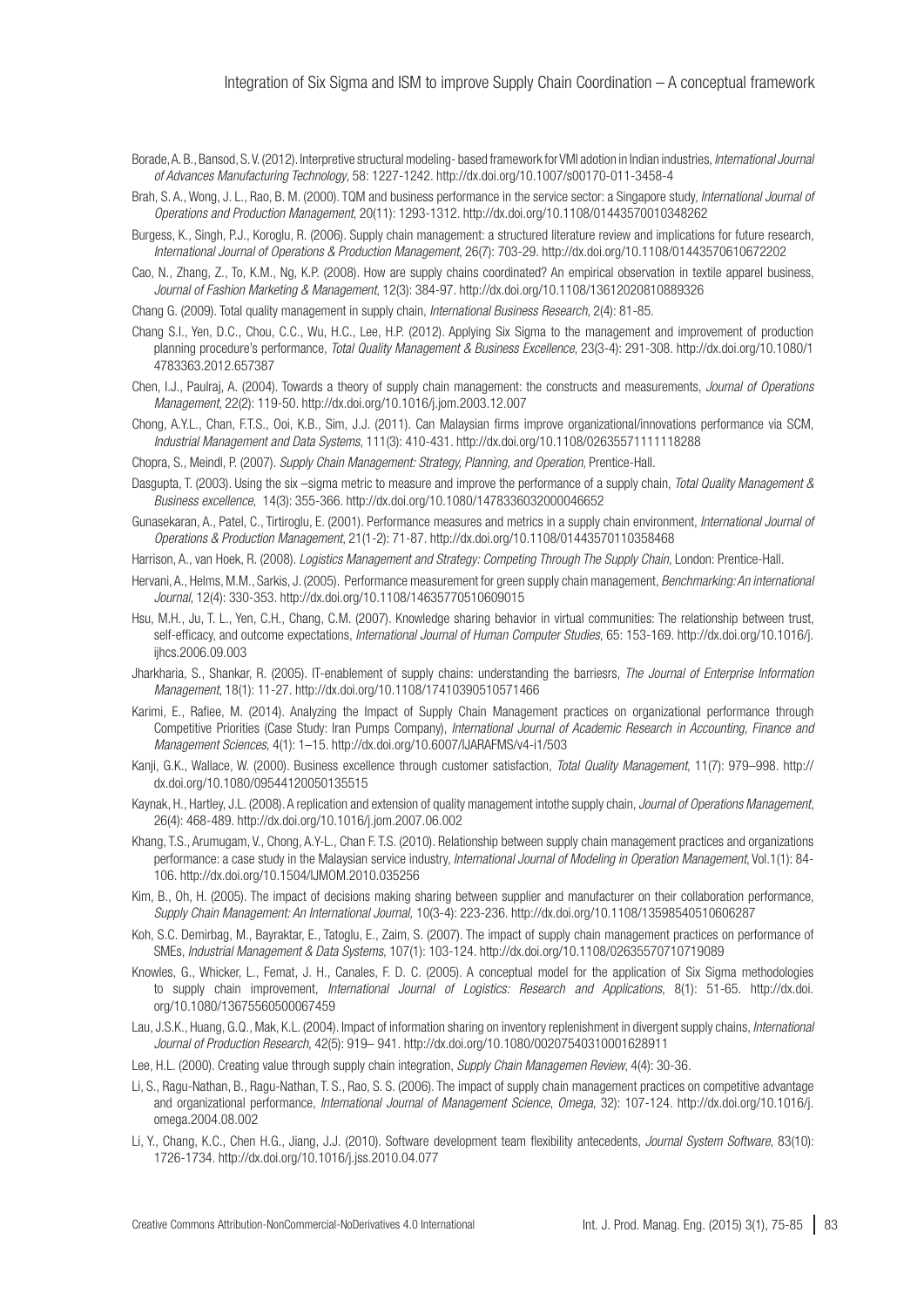Borade, A. B., Bansod, S. V. (2012). Interpretive structural modeling- based framework for VMI adotion in Indian industries, *International Journal of Advances Manufacturing Technology*, 58: 1227-1242. http://dx.doi.org/10.1007/s00170-011-3458-4

Brah, S. A., Wong, J. L., Rao, B. M. (2000). TQM and business performance in the service sector: a Singapore study, *International Journal of Operations and Production Management*, 20(11): 1293-1312. http://dx.doi.org/10.1108/01443570010348262

Burgess, K., Singh, P.J., Koroglu, R. (2006). Supply chain management: a structured literature review and implications for future research, *International Journal of Operations & Production Management*, 26(7): 703-29. http://dx.doi.org/10.1108/01443570610672202

Cao, N., Zhang, Z., To, K.M., Ng, K.P. (2008). How are supply chains coordinated? An empirical observation in textile apparel business, *Journal of Fashion Marketing & Management*, 12(3): 384-97. http://dx.doi.org/10.1108/13612020810889326

Chang G. (2009). Total quality management in supply chain, *International Business Research*, 2(4): 81-85.

Chang S.I., Yen, D.C., Chou, C.C., Wu, H.C., Lee, H.P. (2012). Applying Six Sigma to the management and improvement of production planning procedure's performance, *Total Quality Management & Business Excellence*, 23(3-4): 291-308. http://dx.doi.org/10.1080/14783363.2012.657387

Chen, I.J., Paulraj, A. (2004). Towards a theory of supply chain management: the constructs and measurements, *Journal of Operations Management*, 22(2): 119-50. http://dx.doi.org/10.1016/j.jom.2003.12.007

Chong, A.Y.L., Chan, F.T.S., Ooi, K.B., Sim, J.J. (2011). Can Malaysian firms improve organizational/innovations performance via SCM, *Industrial Management and Data Systems*, 111(3): 410-431. http://dx.doi.org/10.1108/02635571111118288

Chopra, S., Meindl, P. (2007). *Supply Chain Management: Strategy, Planning, and Operation*, Prentice-Hall.

Dasgupta, T. (2003). Using the six –sigma metric to measure and improve the performance of a supply chain, *Total Quality Management & Business excellence*, 14(3): 355-366. http://dx.doi.org/10.1080/1478336032000046652

Gunasekaran, A., Patel, C., Tirtiroglu, E. (2001). Performance measures and metrics in a supply chain environment, *International Journal of Operations & Production Management*, 21(1-2): 71-87. http://dx.doi.org/10.1108/01443570110358468

Harrison, A., van Hoek, R. (2008). *Logistics Management and Strategy: Competing Through The Supply Chain*, London: Prentice-Hall.

Hervani, A., Helms, M.M., Sarkis, J. (2005). Performance measurement for green supply chain management, *Benchmarking: An international Journal*, 12(4): 330-353. http://dx.doi.org/10.1108/14635770510609015

Hsu, M.H., Ju, T. L., Yen, C.H., Chang, C.M. (2007). Knowledge sharing behavior in virtual communities: The relationship between trust, self-efficacy, and outcome expectations, *International Journal of Human Computer Studies*, 65: 153-169. http://dx.doi.org/10.1016/j.ijhcs.2006.09.003

Jharkharia, S., Shankar, R. (2005). IT-enablement of supply chains: understanding the barriesrs, *The Journal of Enterprise Information Management*, 18(1): 11-27. http://dx.doi.org/10.1108/17410390510571466

Karimi, E., Rafiee, M. (2014). Analyzing the Impact of Supply Chain Management practices on organizational performance through Competitive Priorities (Case Study: Iran Pumps Company), *International Journal of Academic Research in Accounting, Finance and Management Sciences*, 4(1): 1–15. http://dx.doi.org/10.6007/IJARAFMS/v4-i1/503

Kanji, G.K., Wallace, W. (2000). Business excellence through customer satisfaction, *Total Quality Management*, 11(7): 979–998. http://dx.doi.org/10.1080/09544120050135515

Kaynak, H., Hartley, J.L. (2008). A replication and extension of quality management intothe supply chain, *Journal of Operations Management*, 26(4): 468-489. http://dx.doi.org/10.1016/j.jom.2007.06.002

Khang, T.S., Arumugam, V., Chong, A.Y-L., Chan F. T.S. (2010). Relationship between supply chain management practices and organizations performance: a case study in the Malaysian service industry, *International Journal of Modeling in Operation Management*, Vol.1(1): 84-106. http://dx.doi.org/10.1504/IJMOM.2010.035256

Kim, B., Oh, H. (2005). The impact of decisions making sharing between supplier and manufacturer on their collaboration performance, *Supply Chain Management: An International Journal*, 10(3-4): 223-236. http://dx.doi.org/10.1108/13598540510606287

Koh, S.C. Demirbag, M., Bayraktar, E., Tatoglu, E., Zaim, S. (2007). The impact of supply chain management practices on performance of SMEs, *Industrial Management & Data Systems*, 107(1): 103-124. http://dx.doi.org/10.1108/02635570710719089

Knowles, G., Whicker, L., Femat, J. H., Canales, F. D. C. (2005). A conceptual model for the application of Six Sigma methodologies to supply chain improvement, *International Journal of Logistics: Research and Applications*, 8(1): 51-65. http://dx.doi.org/10.1080/13675560500067459

Lau, J.S.K., Huang, G.Q., Mak, K.L. (2004). Impact of information sharing on inventory replenishment in divergent supply chains, *International Journal of Production Research*, 42(5): 919– 941. http://dx.doi.org/10.1080/00207540310001628911

Lee, H.L. (2000). Creating value through supply chain integration, *Supply Chain Managemen Review*, 4(4): 30-36.

Li, S., Ragu-Nathan, B., Ragu-Nathan, T. S., Rao, S. S. (2006). The impact of supply chain management practices on competitive advantage and organizational performance, *International Journal of Management Science*, *Omega*, 32): 107-124. http://dx.doi.org/10.1016/j.omega.2004.08.002

Li, Y., Chang, K.C., Chen H.G., Jiang, J.J. (2010). Software development team flexibility antecedents, *Journal System Software*, 83(10): 1726-1734. http://dx.doi.org/10.1016/j.jss.2010.04.077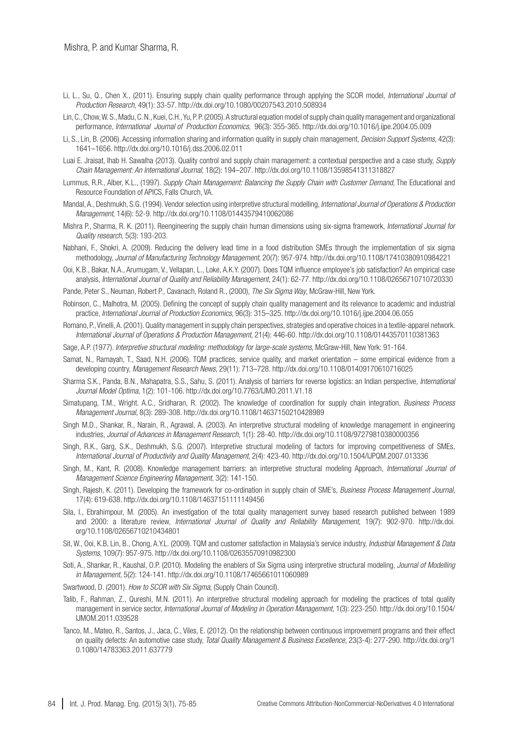Li, L., Su, Q., Chen X., (2011). Ensuring supply chain quality performance through applying the SCOR model, *International Journal of Production Research*, 49(1): 33-57. http://dx.doi.org/10.1080/00207543.2010.508934

Lin, C., Chow, W. S., Madu, C. N., Kuei, C.H., Yu, P. P. (2005). A structural equation model of supply chain quality management and organizational performance, *International Journal of Production Economics*, 96(3): 355-365. http://dx.doi.org/10.1016/j.ijpe.2004.05.009

Li, S., Lin, B. (2006). Accessing information sharing and information quality in supply chain management, *Decision Support Systems*, 42(3): 1641–1656. http://dx.doi.org/10.1016/j.dss.2006.02.011

Luai E. Jraisat, Ihab H. Sawalha (2013). Quality control and supply chain management: a contextual perspective and a case study, *Supply Chain Management: An International Journal*, 18(2): 194–207. http://dx.doi.org/10.1108/13598541311318827

Lummus, R.R., Alber, K.L., (1997). *Supply Chain Management: Balancing the Supply Chain with Customer Demand*, The Educational and Resource Foundation of APICS, Falls Church, VA.

Mandal, A., Deshmukh, S.G. (1994). Vendor selection using interpretive structural modelling, *International Journal of Operations & Production Management*, 14(6): 52-9. http://dx.doi.org/10.1108/01443579410062086

Mishra P., Sharma, R. K. (2011). Reengineering the supply chain human dimensions using six-sigma framework, *International Journal for Quality research*, 5(3): 193-203.

Nabhani, F., Shokri, A. (2009). Reducing the delivery lead time in a food distribution SMEs through the implementation of six sigma methodology, *Journal of Manufacturing Technology Management*, 20(7): 957-974. http://dx.doi.org/10.1108/17410380910984221

Ooi, K.B., Bakar, N.A., Arumugam, V., Vellapan, L., Loke, A.K.Y. (2007). Does TQM influence employee's job satisfaction? An empirical case analysis, *International Journal of Quality and Reliability Management*, 24(1): 62-77. http://dx.doi.org/10.1108/02656710710720330

Pande, Peter S., Neuman, Robert P., Cavanach, Roland R., (2000), *The Six Sigma Way*, McGraw-Hill, New York.

Robinson, C., Malhotra, M. (2005). Defining the concept of supply chain quality management and its relevance to academic and industrial practice, *International Journal of Production Economics*, 96(3): 315–325. http://dx.doi.org/10.1016/j.ijpe.2004.06.055

Romano, P., Vinelli, A. (2001). Quality management in supply chain perspectives, strategies and operative choices in a textile-apparel network. *International Journal of Operations & Production Management*, 21(4): 446-60. http://dx.doi.org/10.1108/01443570110381363

Sage, A.P. (1977). *Interpretive structural modeling: methodology for large-scale systems*, McGraw-Hill, New York: 91-164.

Samat, N., Ramayah, T., Saad, N.H. (2006). TQM practices, service quality, and market orientation – some empirical evidence from a developing country, *Management Research News*, 29(11): 713–728. http://dx.doi.org/10.1108/01409170610716025

Sharma S.K., Panda, B.N., Mahapatra, S.S., Sahu, S. (2011). Analysis of barriers for reverse logistics: an Indian perspective, *International Journal Model Optima*, 1(2): 101-106. http://dx.doi.org/10.7763/IJMO.2011.V1.18

Simatupang, T.M., Wright. A.C., Sridharan, R. (2002). The knowledge of coordination for supply chain integration, *Business Process Management Journal*, 8(3): 289-308. http://dx.doi.org/10.1108/14637150210428989

Singh M.D., Shankar, R., Narain, R., Agrawal, A. (2003). An interpretive structural modeling of knowledge management in engineering industries, *Journal of Advances in Management Research*, 1(1): 28-40. http://dx.doi.org/10.1108/97279810380000356

Singh, R.K., Garg, S.K., Deshmukh, S.G. (2007). Interpretive structural modeling of factors for improving competitiveness of SMEs, *International Journal of Productivity and Quality Management*, 2(4): 423-40. http://dx.doi.org/10.1504/IJPQM.2007.013336

Singh, M., Kant, R. (2008). Knowledge management barriers: an interpretive structural modeling Approach, *International Journal of Management Science Engineering Management*, 3(2): 141-150.

Singh, Rajesh, K. (2011). Developing the framework for co-ordination in supply chain of SME's, *Business Process Management Journal*, 17(4): 619-638. http://dx.doi.org/10.1108/14637151111149456

Sila, I., Ebrahimpour, M. (2005). An investigation of the total quality management survey based research published between 1989 and 2000: a literature review, *International Journal of Quality and Reliability Management*, 19(7): 902-970. http://dx.doi.org/10.1108/02656710210434801

Sit, W., Ooi, K.B, Lin, B., Chong, A.Y.L. (2009). TQM and customer satisfaction in Malaysia's service industry, *Industrial Management & Data Systems*, 109(7): 957-975. http://dx.doi.org/10.1108/02635570910982300

Soti, A., Shankar, R., Kaushal, O.P. (2010). Modeling the enablers of Six Sigma using interpretive structural modeling, *Journal of Modelling in Management*, 5(2): 124-141. http://dx.doi.org/10.1108/17465661011060989

Swartwood, D. (2001). *How to SCOR with Six Sigma*, (Supply Chain Council).

Talib, F., Rahman, Z., Qureshi, M.N. (2011). An interpretive structural modeling approach for modeling the practices of total quality management in service sector, *International Journal of Modeling in Operation Management*, 1(3): 223-250. http://dx.doi.org/10.1504/IJMOM.2011.039528

Tanco, M., Mateo, R., Santos, J., Jaca, C., Viles, E. (2012). On the relationship between continuous improvement programs and their effect on quality defects: An automotive case study, *Total Quality Management & Business Excellence*, 23(3-4): 277-290. http://dx.doi.org/10.1080/14783363.2011.637779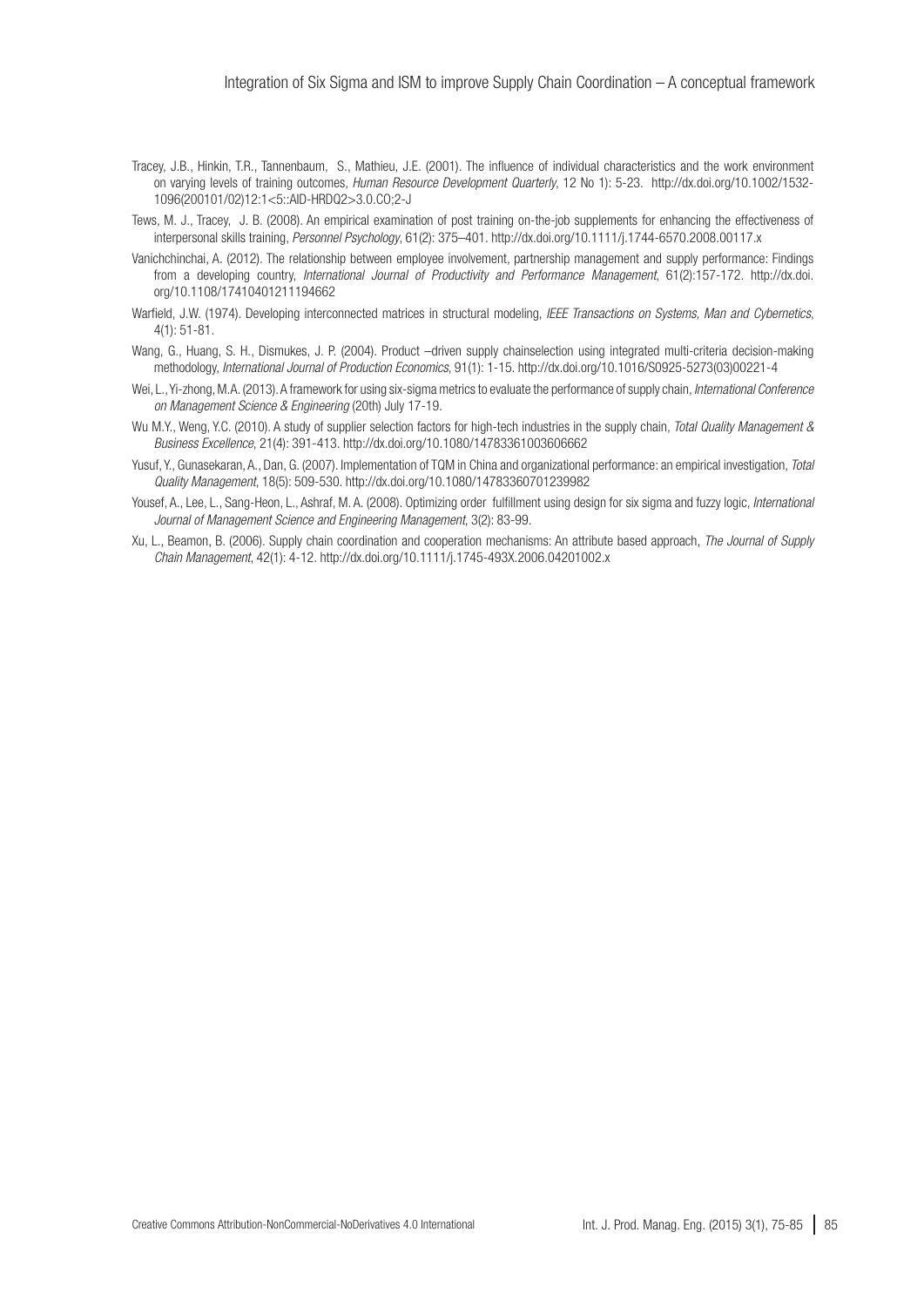Tracey, J.B., Hinkin, T.R., Tannenbaum, S., Mathieu, J.E. (2001). The influence of individual characteristics and the work environment on varying levels of training outcomes, *Human Resource Development Quarterly*, 12 No 1): 5-23. http://dx.doi.org/10.1002/1532-1096(200101/02)12:1<5::AID-HRDQ2>3.0.CO;2-J

Tews, M. J., Tracey, J. B. (2008). An empirical examination of post training on-the-job supplements for enhancing the effectiveness of interpersonal skills training, *Personnel Psychology*, 61(2): 375–401. http://dx.doi.org/10.1111/j.1744-6570.2008.00117.x

Vanichchinchai, A. (2012). The relationship between employee involvement, partnership management and supply performance: Findings from a developing country, *International Journal of Productivity and Performance Management*, 61(2):157-172. http://dx.doi.org/10.1108/17410401211194662

Warfield, J.W. (1974). Developing interconnected matrices in structural modeling, *IEEE Transactions on Systems, Man and Cybernetics*, 4(1): 51-81.

Wang, G., Huang, S. H., Dismukes, J. P. (2004). Product –driven supply chainselection using integrated multi-criteria decision-making methodology, *International Journal of Production Economics*, 91(1): 1-15. http://dx.doi.org/10.1016/S0925-5273(03)00221-4

Wei, L., Yi-zhong, M.A. (2013). A framework for using six-sigma metrics to evaluate the performance of supply chain, *International Conference on Management Science & Engineering* (20th) July 17-19.

Wu M.Y., Weng, Y.C. (2010). A study of supplier selection factors for high-tech industries in the supply chain, *Total Quality Management & Business Excellence*, 21(4): 391-413. http://dx.doi.org/10.1080/14783361003606662

Yusuf, Y., Gunasekaran, A., Dan, G. (2007). Implementation of TQM in China and organizational performance: an empirical investigation, *Total Quality Management*, 18(5): 509-530. http://dx.doi.org/10.1080/14783360701239982

Yousef, A., Lee, L., Sang-Heon, L., Ashraf, M. A. (2008). Optimizing order fulfillment using design for six sigma and fuzzy logic, *International Journal of Management Science and Engineering Management*, 3(2): 83-99.

Xu, L., Beamon, B. (2006). Supply chain coordination and cooperation mechanisms: An attribute based approach, *The Journal of Supply Chain Management*, 42(1): 4-12. http://dx.doi.org/10.1111/j.1745-493X.2006.04201002.x